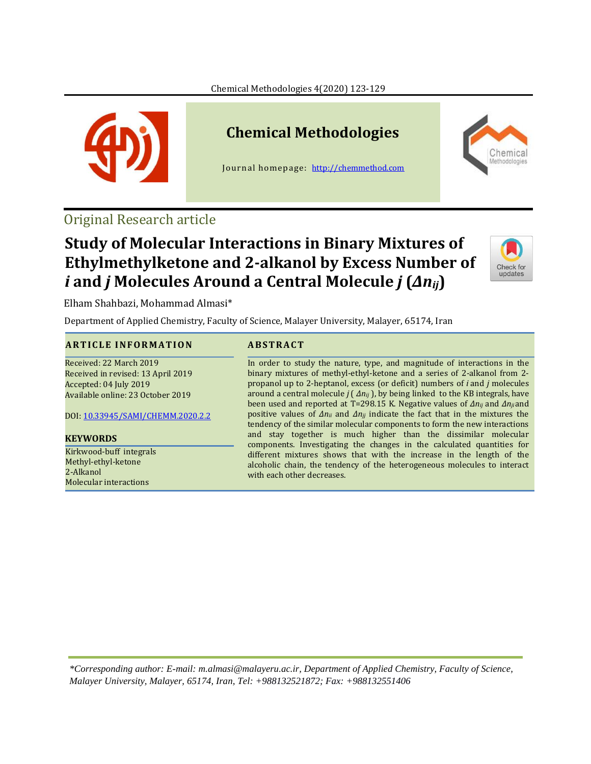# Chemical Methodologies

Journal homepage: http://chemmethod.com

## Original Research article

# Study of Molecular Interactions in Binary Mixtures of Ethylmethylketone and 2-alkanol by Excess Number of *i* and *j* Molecules Around a Central Molecule *j* ($\Delta n_{ij}$)

Elham Shahbazi, Mohammad Almasi*

Department of Applied Chemistry, Faculty of Science, Malayer University, Malayer, 65174, Iran

### ARTICLE INFORMATION

Received: 22 March 2019
Received in revised: 13 April 2019
Accepted: 04 July 2019
Available online: 23 October 2019

DOI: 10.33945/SAMI/CHEMM.2020.2.2

### KEYWORDS

Kirkwood-buff integrals
Methyl-ethyl-ketone
2-Alkanol
Molecular interactions

### ABSTRACT

In order to study the nature, type, and magnitude of interactions in the binary mixtures of methyl-ethyl-ketone and a series of 2-alkanol from 2-propanol up to 2-heptanol, excess (or deficit) numbers of *i* and *j* molecules around a central molecule *j* ( $\Delta n_{ij}$ ), by being linked to the KB integrals, have been used and reported at T=298.15 K. Negative values of $\Delta n_{ij}$ and $\Delta n_{ji}$ and positive values of $\Delta n_{ii}$ and $\Delta n_{jj}$ indicate the fact that in the mixtures the tendency of the similar molecular components to form the new interactions and stay together is much higher than the dissimilar molecular components. Investigating the changes in the calculated quantities for different mixtures shows that with the increase in the length of the alcoholic chain, the tendency of the heterogeneous molecules to interact with each other decreases.

*Corresponding author: E-mail: m.almasi@malayeru.ac.ir, Department of Applied Chemistry, Faculty of Science, Malayer University, Malayer, 65174, Iran, Tel: +988132521872; Fax: +988132551406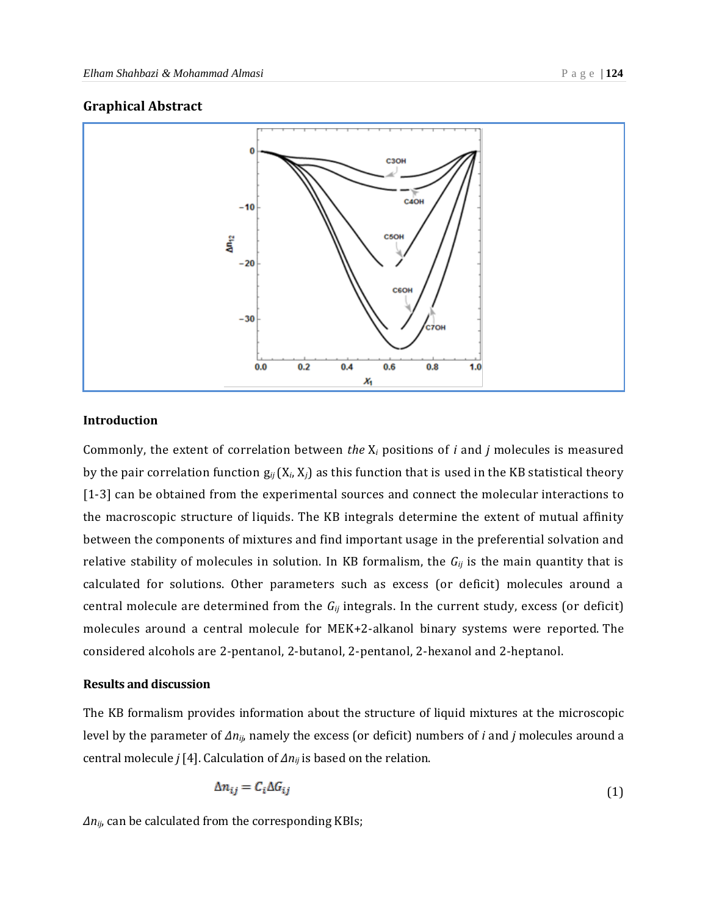## Graphical Abstract

## Introduction

Commonly, the extent of correlation between *the* $X_i$ positions of *i* and *j* molecules is measured by the pair correlation function $g_{ij}(X_i, X_j)$ as this function that is used in the KB statistical theory [1-3] can be obtained from the experimental sources and connect the molecular interactions to the macroscopic structure of liquids. The KB integrals determine the extent of mutual affinity between the components of mixtures and find important usage in the preferential solvation and relative stability of molecules in solution. In KB formalism, the $G_{ij}$ is the main quantity that is calculated for solutions. Other parameters such as excess (or deficit) molecules around a central molecule are determined from the $G_{ij}$ integrals. In the current study, excess (or deficit) molecules around a central molecule for MEK+2-alkanol binary systems were reported. The considered alcohols are 2-pentanol, 2-butanol, 2-pentanol, 2-hexanol and 2-heptanol.

## Results and discussion

The KB formalism provides information about the structure of liquid mixtures at the microscopic level by the parameter of $\Delta n_{ij}$, namely the excess (or deficit) numbers of *i* and *j* molecules around a central molecule *j* [4]. Calculation of $\Delta n_{ij}$ is based on the relation.

$$\Delta n_{ij} = C_i \Delta G_{ij} \tag{1}$$

$\Delta n_{ij}$, can be calculated from the corresponding KBIs;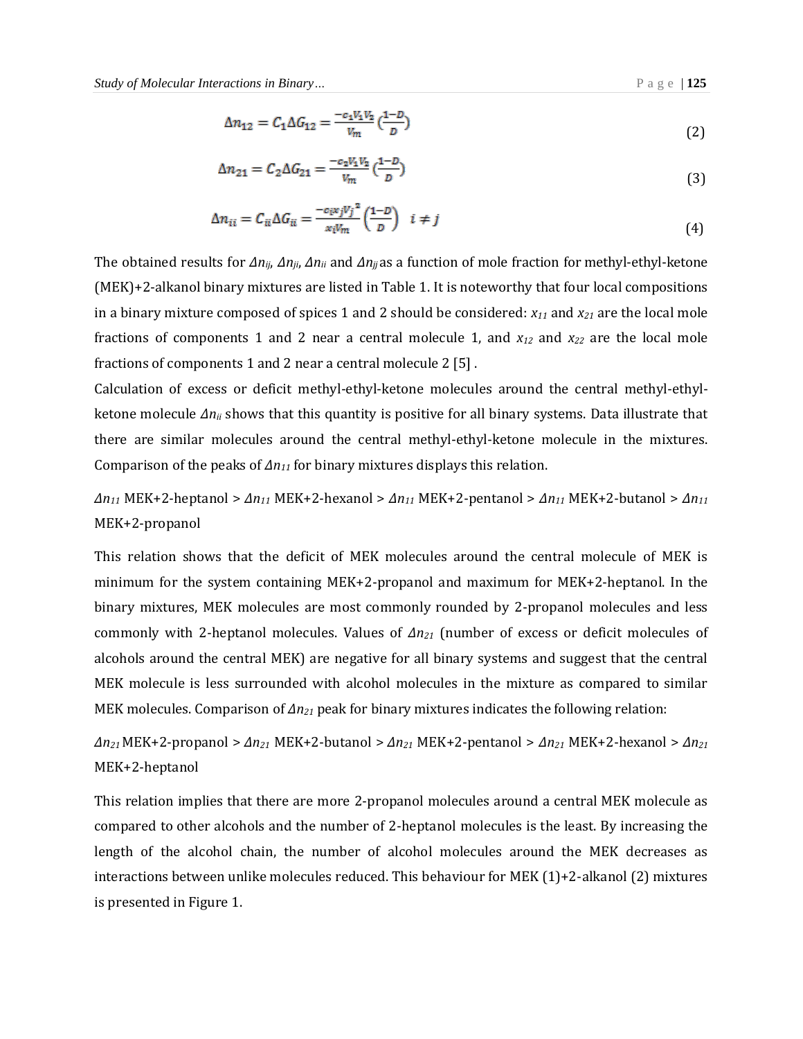$$\Delta n_{12} = C_1 \Delta G_{12} = \frac{-c_1 V_1 V_2}{V_m} \left(\frac{1-D}{D}\right) \tag{2}$$

$$\Delta n_{21} = C_2 \Delta G_{21} = \frac{-c_2 V_1 V_2}{V_m} \left(\frac{1-D}{D}\right) \tag{3}$$

$$\Delta n_{ii} = C_{ii} \Delta G_{ii} = \frac{-c_i x_j V_j^{\,2}}{x_i V_m} \left(\frac{1-D}{D}\right) \quad i \neq j \tag{4}$$

The obtained results for $\Delta n_{ij}$, $\Delta n_{ji}$, $\Delta n_{ii}$ and $\Delta n_{jj}$ as a function of mole fraction for methyl-ethyl-ketone (MEK)+2-alkanol binary mixtures are listed in Table 1. It is noteworthy that four local compositions in a binary mixture composed of spices 1 and 2 should be considered: $x_{11}$ and $x_{21}$ are the local mole fractions of components 1 and 2 near a central molecule 1, and $x_{12}$ and $x_{22}$ are the local mole fractions of components 1 and 2 near a central molecule 2 [5] .

Calculation of excess or deficit methyl-ethyl-ketone molecules around the central methyl-ethyl-ketone molecule $\Delta n_{ii}$ shows that this quantity is positive for all binary systems. Data illustrate that there are similar molecules around the central methyl-ethyl-ketone molecule in the mixtures. Comparison of the peaks of $\Delta n_{11}$ for binary mixtures displays this relation.

$\Delta n_{11}$ MEK+2-heptanol > $\Delta n_{11}$ MEK+2-hexanol > $\Delta n_{11}$ MEK+2-pentanol > $\Delta n_{11}$ MEK+2-butanol > $\Delta n_{11}$ MEK+2-propanol

This relation shows that the deficit of MEK molecules around the central molecule of MEK is minimum for the system containing MEK+2-propanol and maximum for MEK+2-heptanol. In the binary mixtures, MEK molecules are most commonly rounded by 2-propanol molecules and less commonly with 2-heptanol molecules. Values of $\Delta n_{21}$ (number of excess or deficit molecules of alcohols around the central MEK) are negative for all binary systems and suggest that the central MEK molecule is less surrounded with alcohol molecules in the mixture as compared to similar MEK molecules. Comparison of $\Delta n_{21}$ peak for binary mixtures indicates the following relation:

$\Delta n_{21}$ MEK+2-propanol > $\Delta n_{21}$ MEK+2-butanol > $\Delta n_{21}$ MEK+2-pentanol > $\Delta n_{21}$ MEK+2-hexanol > $\Delta n_{21}$ MEK+2-heptanol

This relation implies that there are more 2-propanol molecules around a central MEK molecule as compared to other alcohols and the number of 2-heptanol molecules is the least. By increasing the length of the alcohol chain, the number of alcohol molecules around the MEK decreases as interactions between unlike molecules reduced. This behaviour for MEK (1)+2-alkanol (2) mixtures is presented in Figure 1.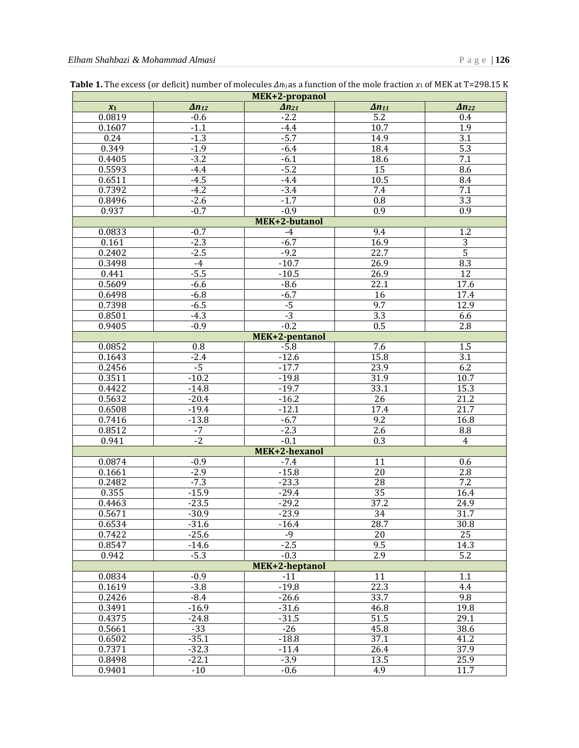**Table 1.** The excess (or deficit) number of molecules $\Delta n_{ij}$ as a function of the mole fraction $x_1$ of MEK at T=298.15 K

| $x_1$ | $\Delta n_{12}$ | $\Delta n_{21}$ | $\Delta n_{11}$ | $\Delta n_{22}$ |
|---|---|---|---|---|
| **MEK+2-propanol** | | | | |
| 0.0819 | -0.6 | -2.2 | 5.2 | 0.4 |
| 0.1607 | -1.1 | -4.4 | 10.7 | 1.9 |
| 0.24 | -1.3 | -5.7 | 14.9 | 3.1 |
| 0.349 | -1.9 | -6.4 | 18.4 | 5.3 |
| 0.4405 | -3.2 | -6.1 | 18.6 | 7.1 |
| 0.5593 | -4.4 | -5.2 | 15 | 8.6 |
| 0.6511 | -4.5 | -4.4 | 10.5 | 8.4 |
| 0.7392 | -4.2 | -3.4 | 7.4 | 7.1 |
| 0.8496 | -2.6 | -1.7 | 0.8 | 3.3 |
| 0.937 | -0.7 | -0.9 | 0.9 | 0.9 |
| **MEK+2-butanol** | | | | |
| 0.0833 | -0.7 | -4 | 9.4 | 1.2 |
| 0.161 | -2.3 | -6.7 | 16.9 | 3 |
| 0.2402 | -2.5 | -9.2 | 22.7 | 5 |
| 0.3498 | -4 | -10.7 | 26.9 | 8.3 |
| 0.441 | -5.5 | -10.5 | 26.9 | 12 |
| 0.5609 | -6.6 | -8.6 | 22.1 | 17.6 |
| 0.6498 | -6.8 | -6.7 | 16 | 17.4 |
| 0.7398 | -6.5 | -5 | 9.7 | 12.9 |
| 0.8501 | -4.3 | -3 | 3.3 | 6.6 |
| 0.9405 | -0.9 | -0.2 | 0.5 | 2.8 |
| **MEK+2-pentanol** | | | | |
| 0.0852 | 0.8 | -5.8 | 7.6 | 1.5 |
| 0.1643 | -2.4 | -12.6 | 15.8 | 3.1 |
| 0.2456 | -5 | -17.7 | 23.9 | 6.2 |
| 0.3511 | -10.2 | -19.8 | 31.9 | 10.7 |
| 0.4422 | -14.8 | -19.7 | 33.1 | 15.3 |
| 0.5632 | -20.4 | -16.2 | 26 | 21.2 |
| 0.6508 | -19.4 | -12.1 | 17.4 | 21.7 |
| 0.7416 | -13.8 | -6.7 | 9.2 | 16.8 |
| 0.8512 | -7 | -2.3 | 2.6 | 8.8 |
| 0.941 | -2 | -0.1 | 0.3 | 4 |
| **MEK+2-hexanol** | | | | |
| 0.0874 | -0.9 | -7.4 | 11 | 0.6 |
| 0.1661 | -2.9 | -15.8 | 20 | 2.8 |
| 0.2482 | -7.3 | -23.3 | 28 | 7.2 |
| 0.355 | -15.9 | -29.4 | 35 | 16.4 |
| 0.4463 | -23.5 | -29.2 | 37.2 | 24.9 |
| 0.5671 | -30.9 | -23.9 | 34 | 31.7 |
| 0.6534 | -31.6 | -16.4 | 28.7 | 30.8 |
| 0.7422 | -25.6 | -9 | 20 | 25 |
| 0.8547 | -14.6 | -2.5 | 9.5 | 14.3 |
| 0.942 | -5.3 | -0.3 | 2.9 | 5.2 |
| **MEK+2-heptanol** | | | | |
| 0.0834 | -0.9 | -11 | 11 | 1.1 |
| 0.1619 | -3.8 | -19.8 | 22.3 | 4.4 |
| 0.2426 | -8.4 | -26.6 | 33.7 | 9.8 |
| 0.3491 | -16.9 | -31.6 | 46.8 | 19.8 |
| 0.4375 | -24.8 | -31.5 | 51.5 | 29.1 |
| 0.5661 | -33 | -26 | 45.8 | 38.6 |
| 0.6502 | -35.1 | -18.8 | 37.1 | 41.2 |
| 0.7371 | -32.3 | -11.4 | 26.4 | 37.9 |
| 0.8498 | -22.1 | -3.9 | 13.5 | 25.9 |
| 0.9401 | -10 | -0.6 | 4.9 | 11.7 |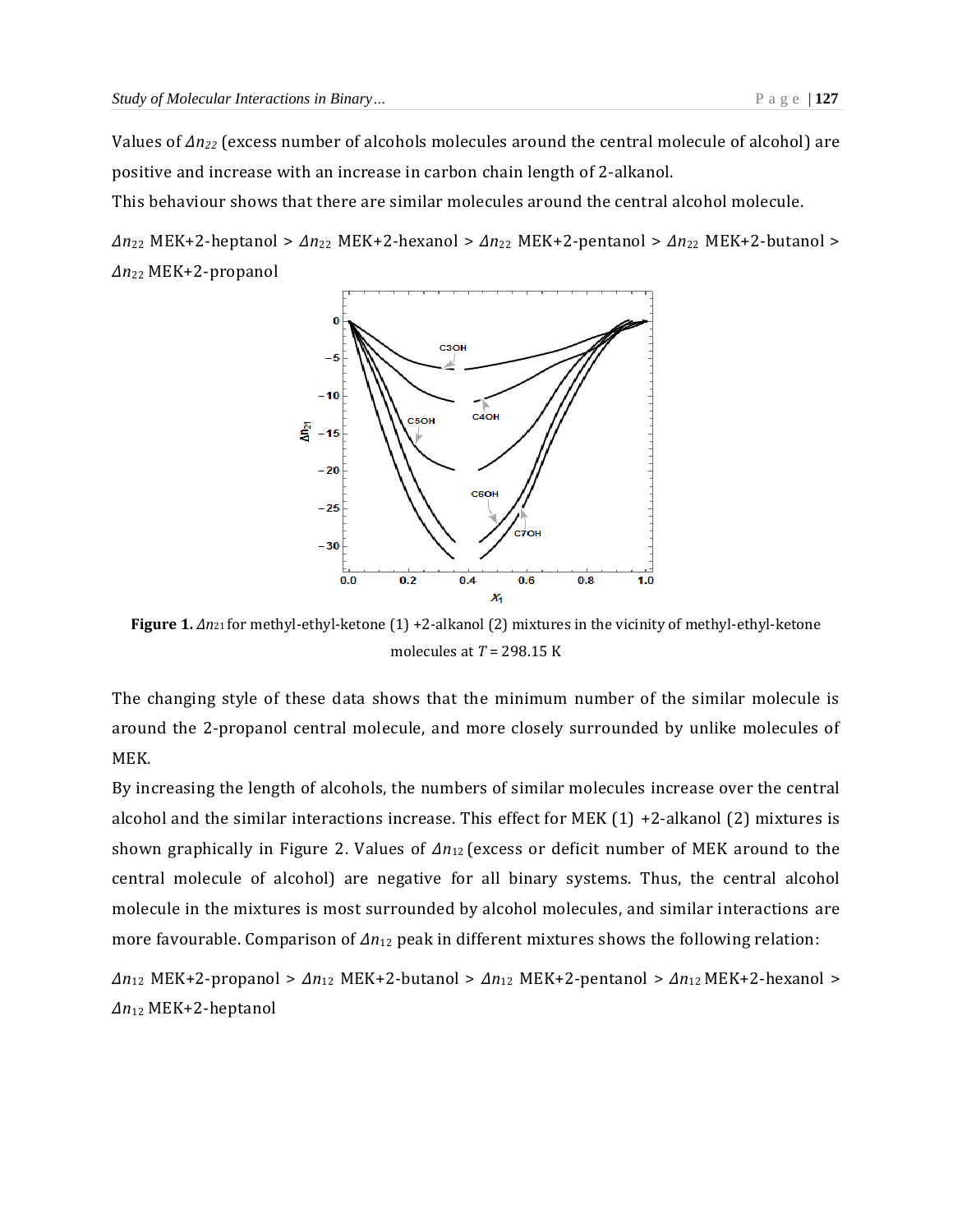Values of $\Delta n_{22}$ (excess number of alcohols molecules around the central molecule of alcohol) are positive and increase with an increase in carbon chain length of 2-alkanol.

This behaviour shows that there are similar molecules around the central alcohol molecule.

$\Delta n_{22}$ MEK+2-heptanol > $\Delta n_{22}$ MEK+2-hexanol > $\Delta n_{22}$ MEK+2-pentanol > $\Delta n_{22}$ MEK+2-butanol > $\Delta n_{22}$ MEK+2-propanol

**Figure 1.** $\Delta n_{21}$ for methyl-ethyl-ketone (1) +2-alkanol (2) mixtures in the vicinity of methyl-ethyl-ketone molecules at $T$ = 298.15 K

The changing style of these data shows that the minimum number of the similar molecule is around the 2-propanol central molecule, and more closely surrounded by unlike molecules of MEK.

By increasing the length of alcohols, the numbers of similar molecules increase over the central alcohol and the similar interactions increase. This effect for MEK (1) +2-alkanol (2) mixtures is shown graphically in Figure 2. Values of $\Delta n_{12}$ (excess or deficit number of MEK around to the central molecule of alcohol) are negative for all binary systems. Thus, the central alcohol molecule in the mixtures is most surrounded by alcohol molecules, and similar interactions are more favourable. Comparison of $\Delta n_{12}$ peak in different mixtures shows the following relation:

$\Delta n_{12}$ MEK+2-propanol > $\Delta n_{12}$ MEK+2-butanol > $\Delta n_{12}$ MEK+2-pentanol > $\Delta n_{12}$ MEK+2-hexanol > $\Delta n_{12}$ MEK+2-heptanol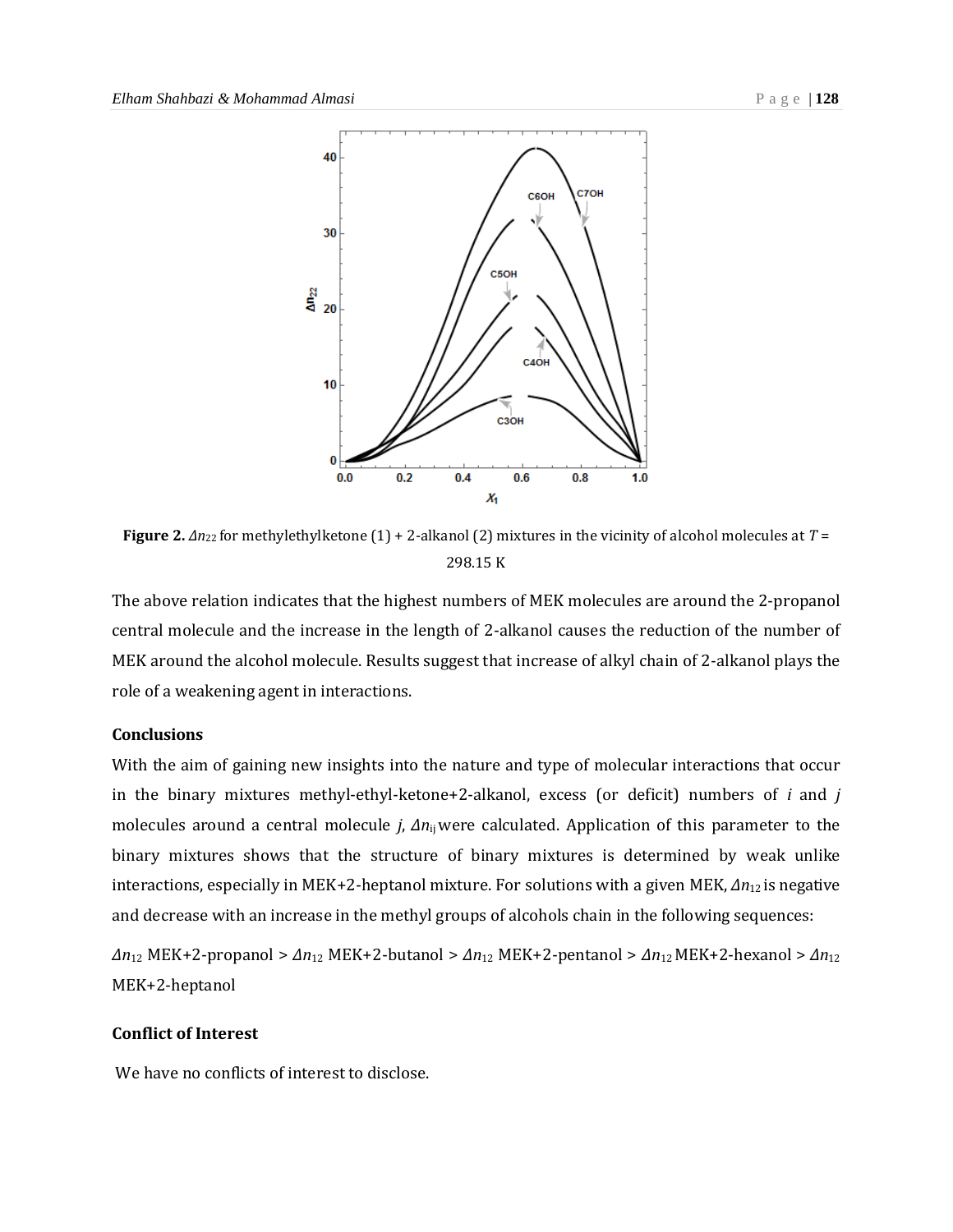**Figure 2.** $\Delta n_{22}$ for methylethylketone (1) + 2-alkanol (2) mixtures in the vicinity of alcohol molecules at $T$ = 298.15 K

The above relation indicates that the highest numbers of MEK molecules are around the 2-propanol central molecule and the increase in the length of 2-alkanol causes the reduction of the number of MEK around the alcohol molecule. Results suggest that increase of alkyl chain of 2-alkanol plays the role of a weakening agent in interactions.

### Conclusions

With the aim of gaining new insights into the nature and type of molecular interactions that occur in the binary mixtures methyl-ethyl-ketone+2-alkanol, excess (or deficit) numbers of *i* and *j* molecules around a central molecule *j*, $\Delta n_{ij}$ were calculated. Application of this parameter to the binary mixtures shows that the structure of binary mixtures is determined by weak unlike interactions, especially in MEK+2-heptanol mixture. For solutions with a given MEK, $\Delta n_{12}$ is negative and decrease with an increase in the methyl groups of alcohols chain in the following sequences:

$\Delta n_{12}$ MEK+2-propanol > $\Delta n_{12}$ MEK+2-butanol > $\Delta n_{12}$ MEK+2-pentanol > $\Delta n_{12}$ MEK+2-hexanol > $\Delta n_{12}$ MEK+2-heptanol

### Conflict of Interest

We have no conflicts of interest to disclose.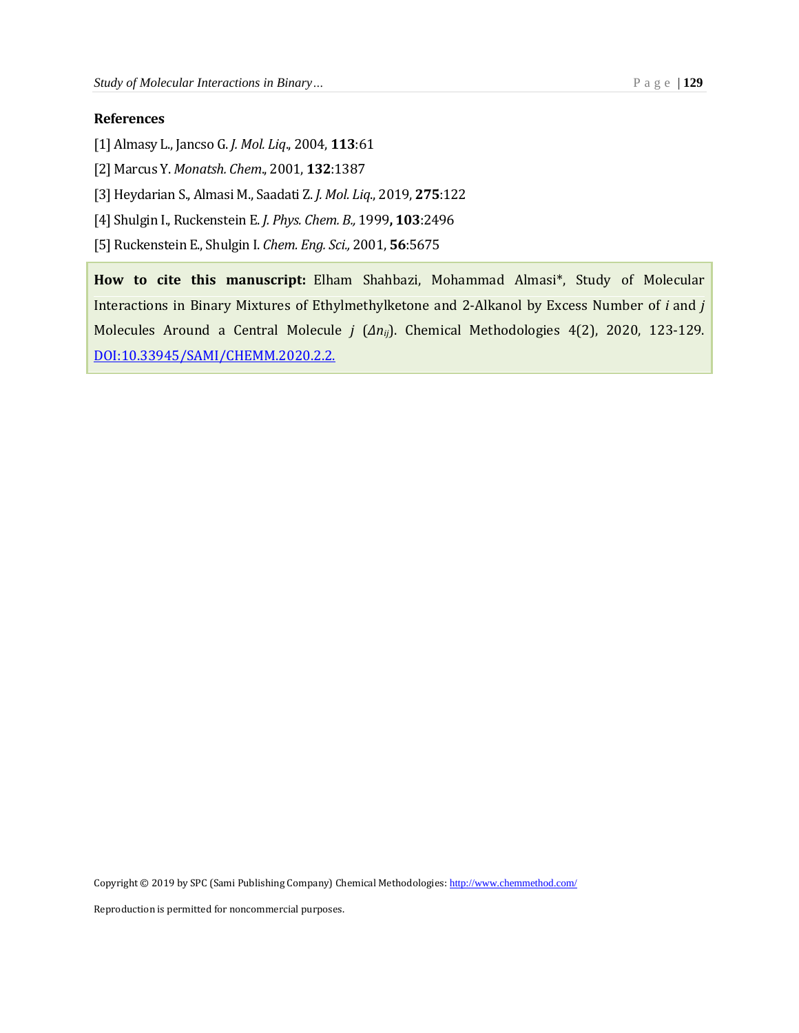## References

[1] Almasy L., Jancso G. *J. Mol. Liq.*, 2004, **113**:61

[2] Marcus Y. *Monatsh. Chem.*, 2001, **132**:1387

[3] Heydarian S., Almasi M., Saadati Z. *J. Mol. Liq.*, 2019, **275**:122

[4] Shulgin I., Ruckenstein E. *J. Phys. Chem. B.,* 1999**, 103**:2496

[5] Ruckenstein E., Shulgin I. *Chem. Eng. Sci.,* 2001, **56**:5675

**How to cite this manuscript:** Elham Shahbazi, Mohammad Almasi*, Study of Molecular Interactions in Binary Mixtures of Ethylmethylketone and 2-Alkanol by Excess Number of *i* and *j* Molecules Around a Central Molecule *j* ($\Delta n_{ij}$). Chemical Methodologies 4(2), 2020, 123-129. [DOI:10.33945/SAMI/CHEMM.2020.2.2.](DOI:10.33945/SAMI/CHEMM.2020.2.2.)

Copyright © 2019 by SPC (Sami Publishing Company) Chemical Methodologies: [http://www.chemmethod.com/](http://www.chemmethod.com/)

Reproduction is permitted for noncommercial purposes.